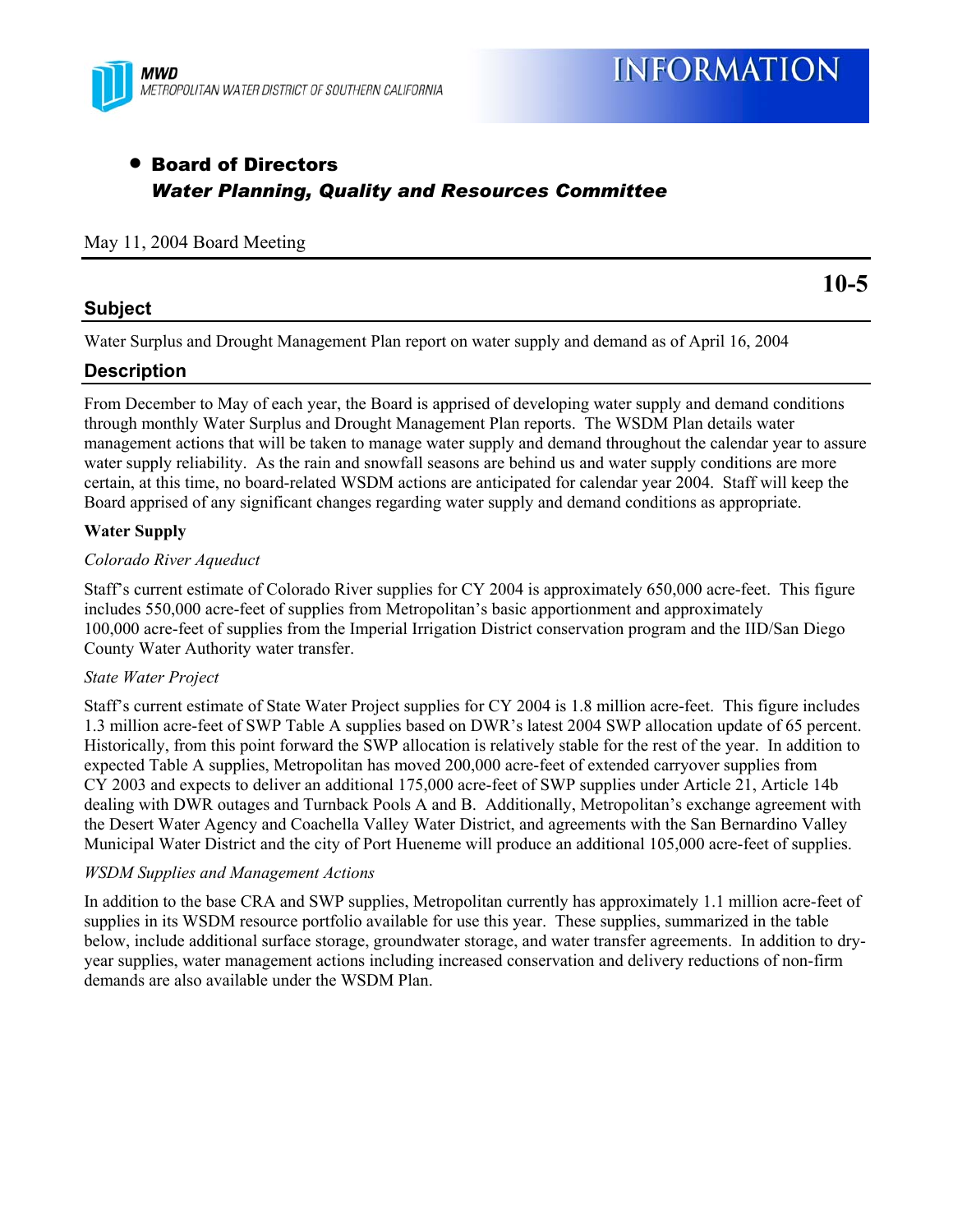MWD
METROPOLITAN WATER DISTRICT OF SOUTHERN CALIFORNIA

# INFORMATION

- **Board of Directors**
  ***Water Planning, Quality and Resources Committee***

May 11, 2004 Board Meeting

**10-5**

## Subject

Water Surplus and Drought Management Plan report on water supply and demand as of April 16, 2004

## Description

From December to May of each year, the Board is apprised of developing water supply and demand conditions through monthly Water Surplus and Drought Management Plan reports. The WSDM Plan details water management actions that will be taken to manage water supply and demand throughout the calendar year to assure water supply reliability. As the rain and snowfall seasons are behind us and water supply conditions are more certain, at this time, no board-related WSDM actions are anticipated for calendar year 2004. Staff will keep the Board apprised of any significant changes regarding water supply and demand conditions as appropriate.

**Water Supply**

*Colorado River Aqueduct*

Staff's current estimate of Colorado River supplies for CY 2004 is approximately 650,000 acre-feet. This figure includes 550,000 acre-feet of supplies from Metropolitan's basic apportionment and approximately 100,000 acre-feet of supplies from the Imperial Irrigation District conservation program and the IID/San Diego County Water Authority water transfer.

*State Water Project*

Staff's current estimate of State Water Project supplies for CY 2004 is 1.8 million acre-feet. This figure includes 1.3 million acre-feet of SWP Table A supplies based on DWR's latest 2004 SWP allocation update of 65 percent. Historically, from this point forward the SWP allocation is relatively stable for the rest of the year. In addition to expected Table A supplies, Metropolitan has moved 200,000 acre-feet of extended carryover supplies from CY 2003 and expects to deliver an additional 175,000 acre-feet of SWP supplies under Article 21, Article 14b dealing with DWR outages and Turnback Pools A and B. Additionally, Metropolitan's exchange agreement with the Desert Water Agency and Coachella Valley Water District, and agreements with the San Bernardino Valley Municipal Water District and the city of Port Hueneme will produce an additional 105,000 acre-feet of supplies.

*WSDM Supplies and Management Actions*

In addition to the base CRA and SWP supplies, Metropolitan currently has approximately 1.1 million acre-feet of supplies in its WSDM resource portfolio available for use this year. These supplies, summarized in the table below, include additional surface storage, groundwater storage, and water transfer agreements. In addition to dry-year supplies, water management actions including increased conservation and delivery reductions of non-firm demands are also available under the WSDM Plan.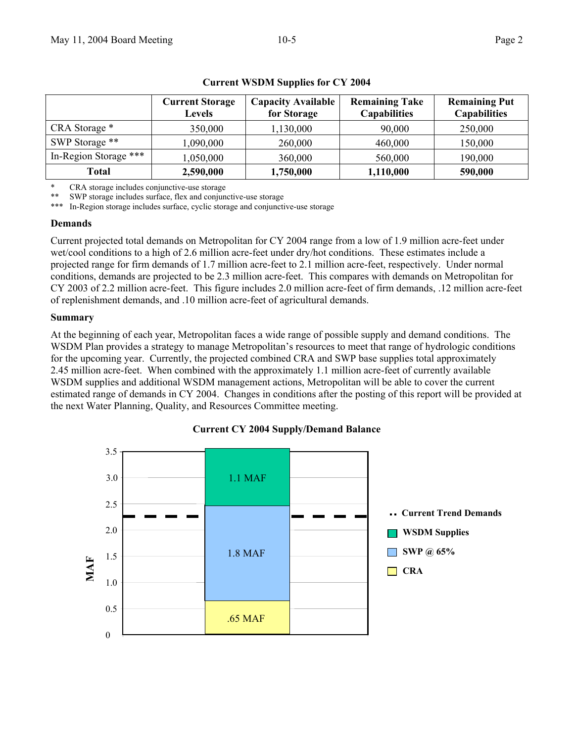**Current WSDM Supplies for CY 2004**

| | Current Storage Levels | Capacity Available for Storage | Remaining Take Capabilities | Remaining Put Capabilities |
|---|---|---|---|---|
| CRA Storage * | 350,000 | 1,130,000 | 90,000 | 250,000 |
| SWP Storage ** | 1,090,000 | 260,000 | 460,000 | 150,000 |
| In-Region Storage *** | 1,050,000 | 360,000 | 560,000 | 190,000 |
| **Total** | **2,590,000** | **1,750,000** | **1,110,000** | **590,000** |

\* CRA storage includes conjunctive-use storage
\*\* SWP storage includes surface, flex and conjunctive-use storage
\*\*\* In-Region storage includes surface, cyclic storage and conjunctive-use storage

### Demands

Current projected total demands on Metropolitan for CY 2004 range from a low of 1.9 million acre-feet under wet/cool conditions to a high of 2.6 million acre-feet under dry/hot conditions. These estimates include a projected range for firm demands of 1.7 million acre-feet to 2.1 million acre-feet, respectively. Under normal conditions, demands are projected to be 2.3 million acre-feet. This compares with demands on Metropolitan for CY 2003 of 2.2 million acre-feet. This figure includes 2.0 million acre-feet of firm demands, .12 million acre-feet of replenishment demands, and .10 million acre-feet of agricultural demands.

### Summary

At the beginning of each year, Metropolitan faces a wide range of possible supply and demand conditions. The WSDM Plan provides a strategy to manage Metropolitan's resources to meet that range of hydrologic conditions for the upcoming year. Currently, the projected combined CRA and SWP base supplies total approximately 2.45 million acre-feet. When combined with the approximately 1.1 million acre-feet of currently available WSDM supplies and additional WSDM management actions, Metropolitan will be able to cover the current estimated range of demands in CY 2004. Changes in conditions after the posting of this report will be provided at the next Water Planning, Quality, and Resources Committee meeting.

**Current CY 2004 Supply/Demand Balance**

| Component | MAF |
|---|---|
| WSDM Supplies | 1.1 MAF |
| SWP @ 65% | 1.8 MAF |
| CRA | .65 MAF |

Current Trend Demands (dashed line, approx. 2.27 MAF)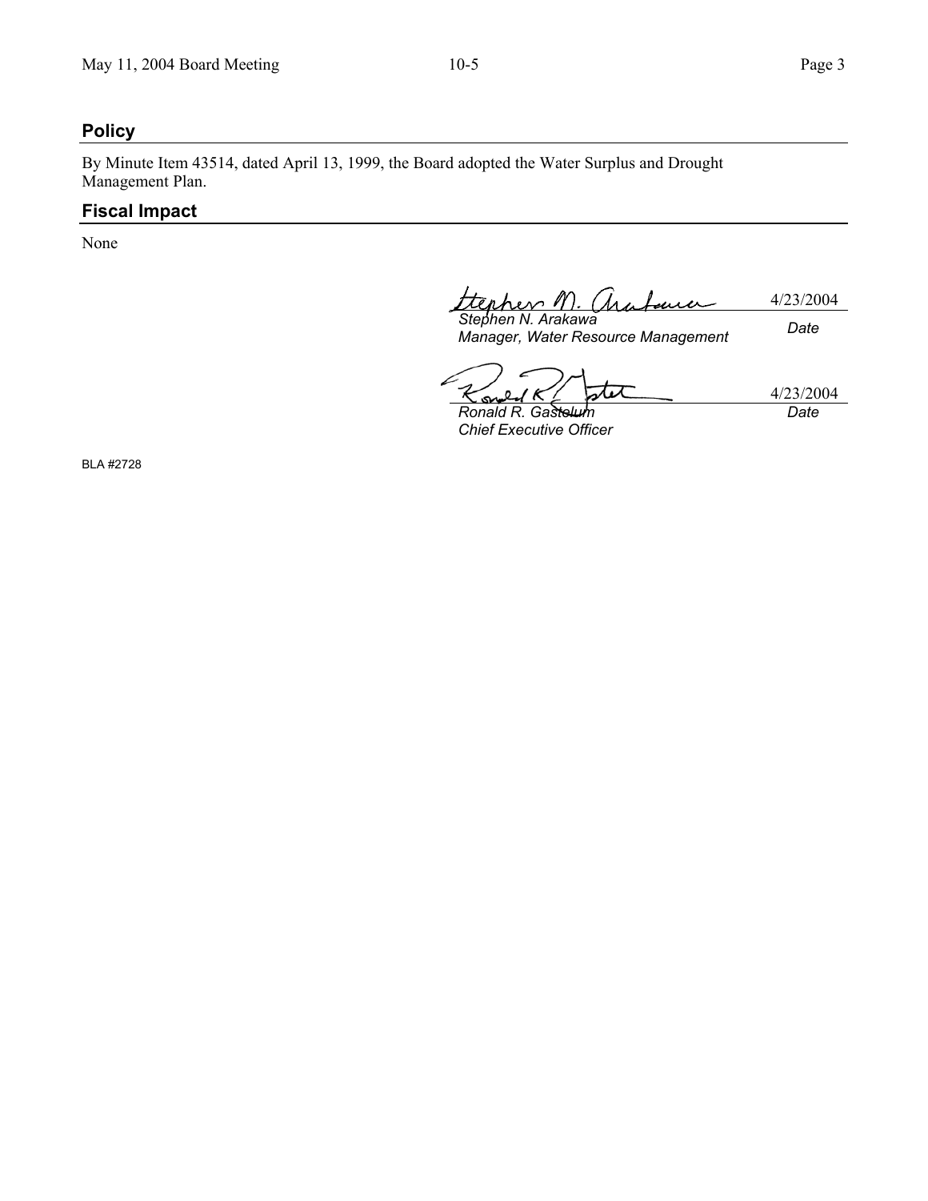## Policy

By Minute Item 43514, dated April 13, 1999, the Board adopted the Water Surplus and Drought Management Plan.

## Fiscal Impact

None

| | |
|---|---|
| *Stephen N. Arakawa* | 4/23/2004 |
| *Manager, Water Resource Management* | *Date* |
| *Ronald R. Gastelum* | 4/23/2004 |
| *Chief Executive Officer* | *Date* |

BLA #2728